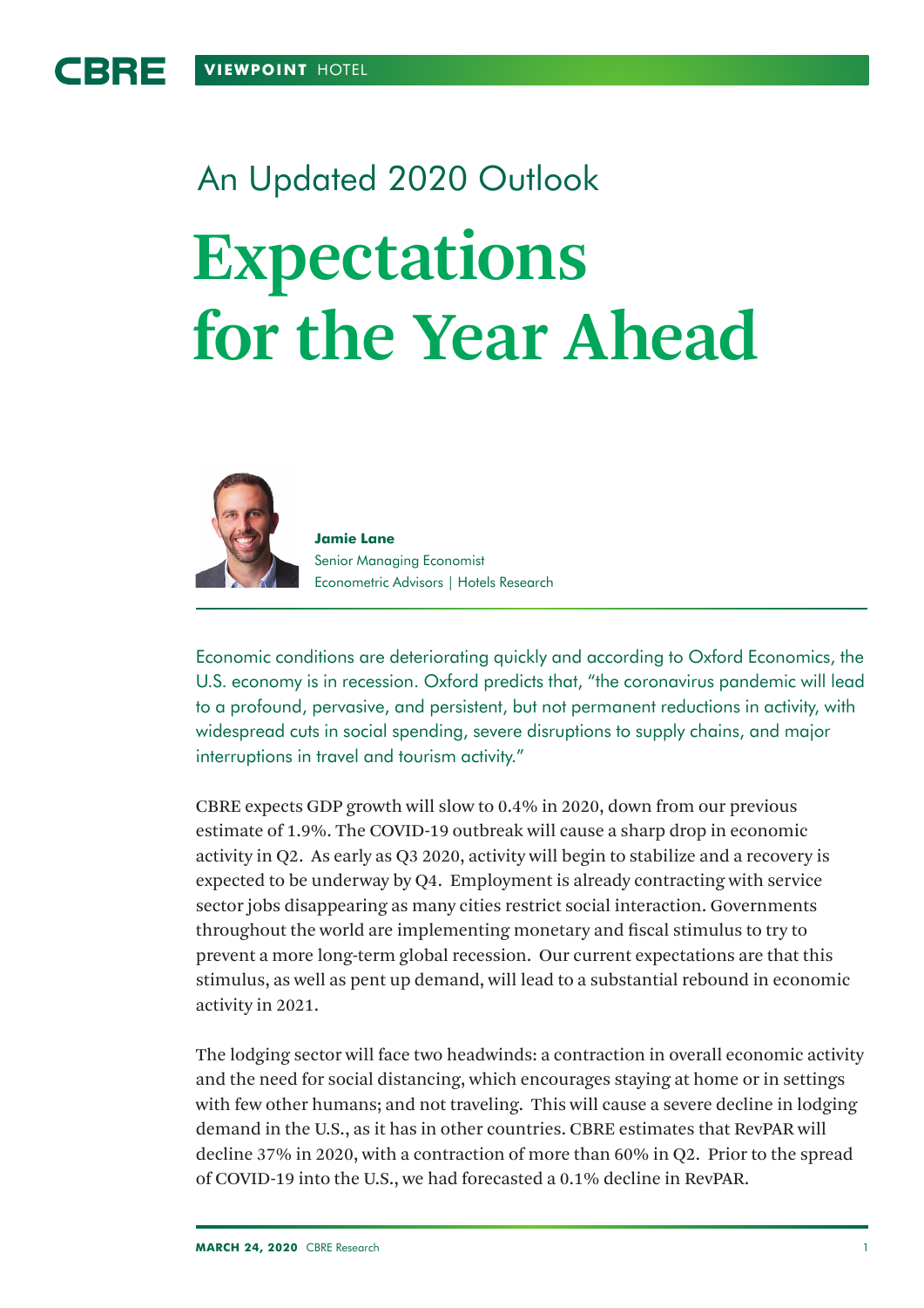VIEWPOINT HOTEL

## An Updated 2020 Outlook

# Expectations for the Year Ahead

**Jamie Lane**
Senior Managing Economist
Econometric Advisors | Hotels Research

Economic conditions are deteriorating quickly and according to Oxford Economics, the U.S. economy is in recession. Oxford predicts that, "the coronavirus pandemic will lead to a profound, pervasive, and persistent, but not permanent reductions in activity, with widespread cuts in social spending, severe disruptions to supply chains, and major interruptions in travel and tourism activity."

CBRE expects GDP growth will slow to 0.4% in 2020, down from our previous estimate of 1.9%. The COVID-19 outbreak will cause a sharp drop in economic activity in Q2. As early as Q3 2020, activity will begin to stabilize and a recovery is expected to be underway by Q4. Employment is already contracting with service sector jobs disappearing as many cities restrict social interaction. Governments throughout the world are implementing monetary and fiscal stimulus to try to prevent a more long-term global recession. Our current expectations are that this stimulus, as well as pent up demand, will lead to a substantial rebound in economic activity in 2021.

The lodging sector will face two headwinds: a contraction in overall economic activity and the need for social distancing, which encourages staying at home or in settings with few other humans; and not traveling. This will cause a severe decline in lodging demand in the U.S., as it has in other countries. CBRE estimates that RevPAR will decline 37% in 2020, with a contraction of more than 60% in Q2. Prior to the spread of COVID-19 into the U.S., we had forecasted a 0.1% decline in RevPAR.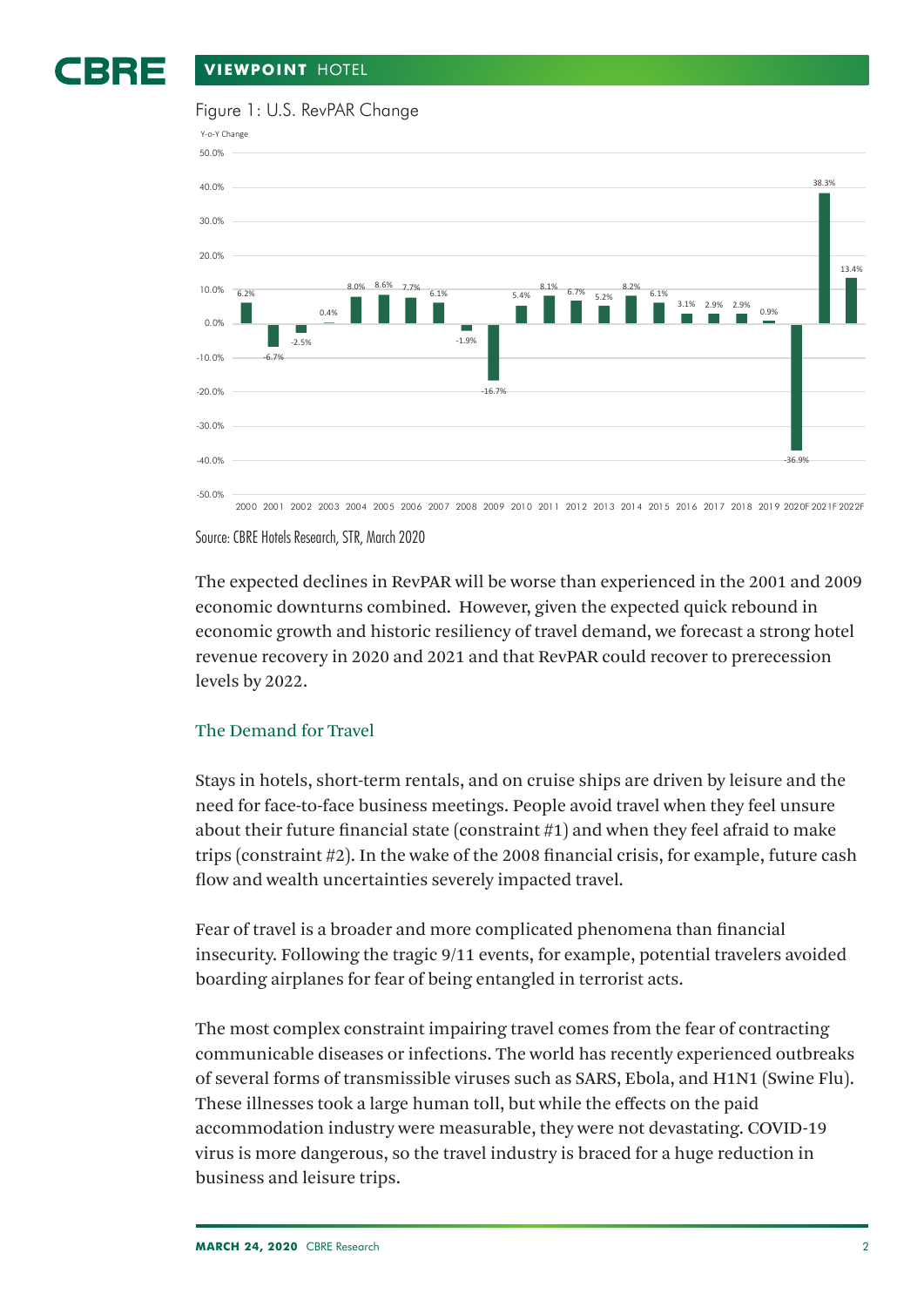Figure 1: U.S. RevPAR Change

| Year | Y-o-Y Change |
|---|---|
| 2000 | 6.2% |
| 2001 | -6.7% |
| 2002 | -2.5% |
| 2003 | 0.4% |
| 2004 | 8.0% |
| 2005 | 8.6% |
| 2006 | 7.7% |
| 2007 | 6.1% |
| 2008 | -1.9% |
| 2009 | -16.7% |
| 2010 | 5.4% |
| 2011 | 8.1% |
| 2012 | 6.7% |
| 2013 | 5.2% |
| 2014 | 8.2% |
| 2015 | 6.1% |
| 2016 | 3.1% |
| 2017 | 2.9% |
| 2018 | 2.9% |
| 2019 | 0.9% |
| 2020F | -36.9% |
| 2021F | 38.3% |
| 2022F | 13.4% |

Source: CBRE Hotels Research, STR, March 2020

The expected declines in RevPAR will be worse than experienced in the 2001 and 2009 economic downturns combined. However, given the expected quick rebound in economic growth and historic resiliency of travel demand, we forecast a strong hotel revenue recovery in 2020 and 2021 and that RevPAR could recover to prerecession levels by 2022.

## The Demand for Travel

Stays in hotels, short-term rentals, and on cruise ships are driven by leisure and the need for face-to-face business meetings. People avoid travel when they feel unsure about their future financial state (constraint #1) and when they feel afraid to make trips (constraint #2). In the wake of the 2008 financial crisis, for example, future cash flow and wealth uncertainties severely impacted travel.

Fear of travel is a broader and more complicated phenomena than financial insecurity. Following the tragic 9/11 events, for example, potential travelers avoided boarding airplanes for fear of being entangled in terrorist acts.

The most complex constraint impairing travel comes from the fear of contracting communicable diseases or infections. The world has recently experienced outbreaks of several forms of transmissible viruses such as SARS, Ebola, and H1N1 (Swine Flu). These illnesses took a large human toll, but while the effects on the paid accommodation industry were measurable, they were not devastating. COVID-19 virus is more dangerous, so the travel industry is braced for a huge reduction in business and leisure trips.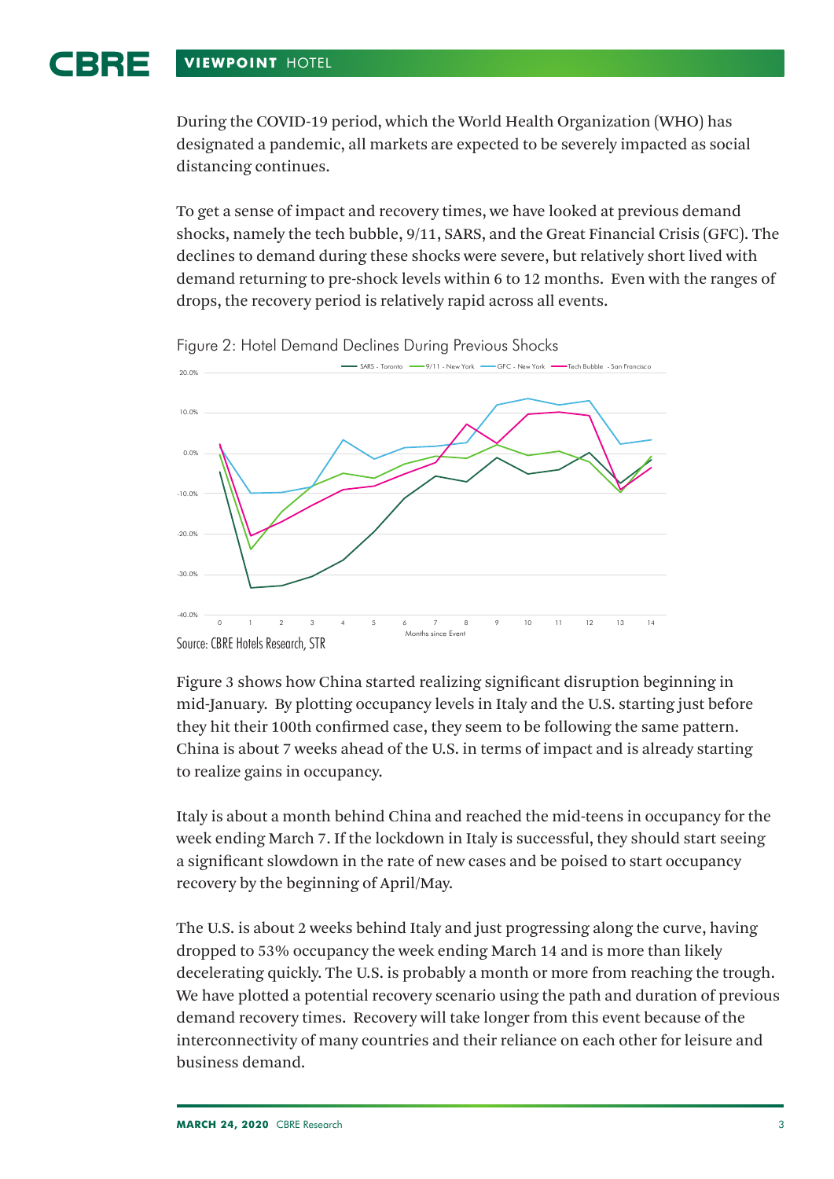During the COVID-19 period, which the World Health Organization (WHO) has designated a pandemic, all markets are expected to be severely impacted as social distancing continues.

To get a sense of impact and recovery times, we have looked at previous demand shocks, namely the tech bubble, 9/11, SARS, and the Great Financial Crisis (GFC). The declines to demand during these shocks were severe, but relatively short lived with demand returning to pre-shock levels within 6 to 12 months. Even with the ranges of drops, the recovery period is relatively rapid across all events.

Figure 2: Hotel Demand Declines During Previous Shocks

Source: CBRE Hotels Research, STR

Figure 3 shows how China started realizing significant disruption beginning in mid-January. By plotting occupancy levels in Italy and the U.S. starting just before they hit their 100th confirmed case, they seem to be following the same pattern. China is about 7 weeks ahead of the U.S. in terms of impact and is already starting to realize gains in occupancy.

Italy is about a month behind China and reached the mid-teens in occupancy for the week ending March 7. If the lockdown in Italy is successful, they should start seeing a significant slowdown in the rate of new cases and be poised to start occupancy recovery by the beginning of April/May.

The U.S. is about 2 weeks behind Italy and just progressing along the curve, having dropped to 53% occupancy the week ending March 14 and is more than likely decelerating quickly. The U.S. is probably a month or more from reaching the trough. We have plotted a potential recovery scenario using the path and duration of previous demand recovery times. Recovery will take longer from this event because of the interconnectivity of many countries and their reliance on each other for leisure and business demand.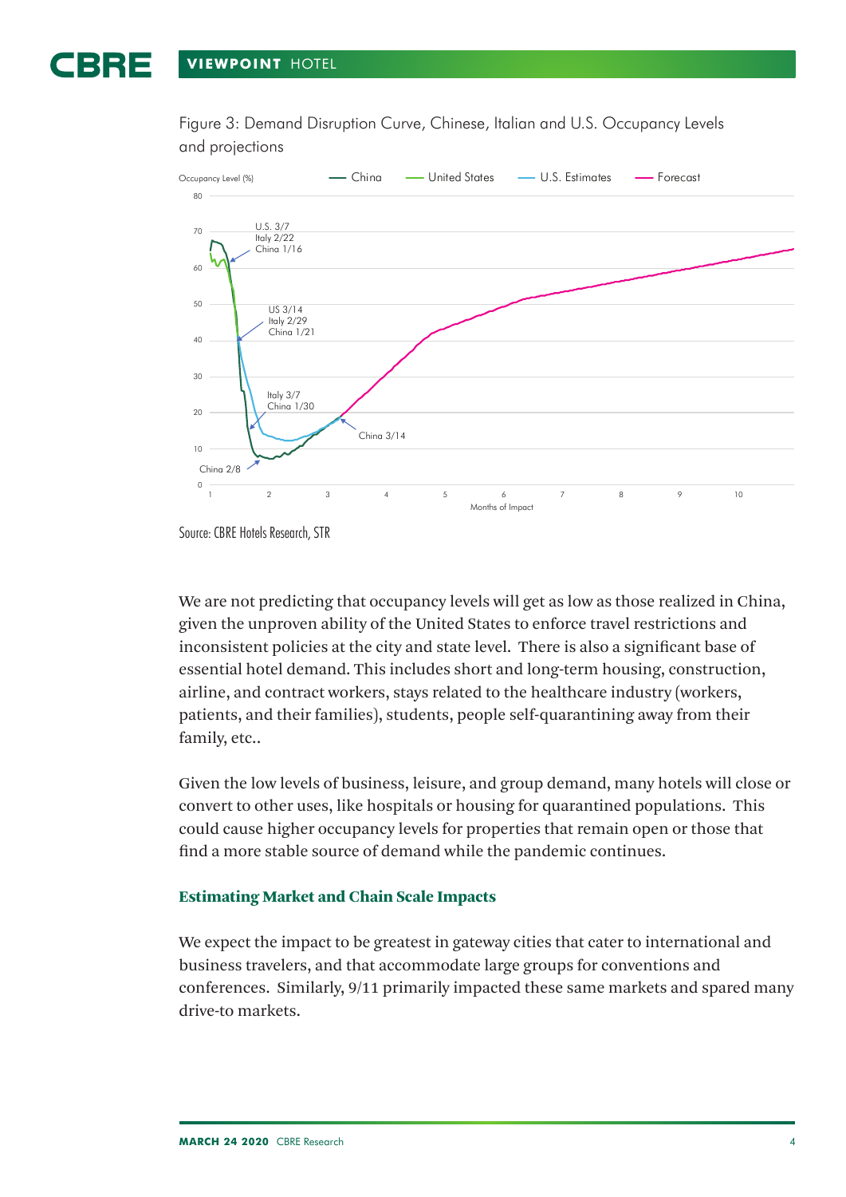Figure 3: Demand Disruption Curve, Chinese, Italian and U.S. Occupancy Levels and projections

Source: CBRE Hotels Research, STR

We are not predicting that occupancy levels will get as low as those realized in China, given the unproven ability of the United States to enforce travel restrictions and inconsistent policies at the city and state level. There is also a significant base of essential hotel demand. This includes short and long-term housing, construction, airline, and contract workers, stays related to the healthcare industry (workers, patients, and their families), students, people self-quarantining away from their family, etc..

Given the low levels of business, leisure, and group demand, many hotels will close or convert to other uses, like hospitals or housing for quarantined populations. This could cause higher occupancy levels for properties that remain open or those that find a more stable source of demand while the pandemic continues.

### Estimating Market and Chain Scale Impacts

We expect the impact to be greatest in gateway cities that cater to international and business travelers, and that accommodate large groups for conventions and conferences. Similarly, 9/11 primarily impacted these same markets and spared many drive-to markets.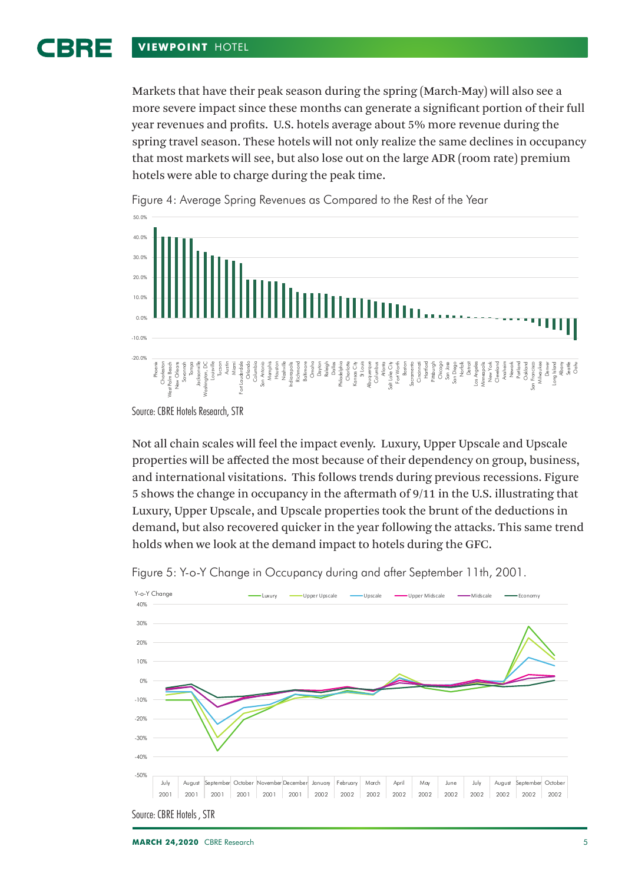Markets that have their peak season during the spring (March-May) will also see a more severe impact since these months can generate a significant portion of their full year revenues and profits. U.S. hotels average about 5% more revenue during the spring travel season. These hotels will not only realize the same declines in occupancy that most markets will see, but also lose out on the large ADR (room rate) premium hotels were able to charge during the peak time.

Figure 4: Average Spring Revenues as Compared to the Rest of the Year

Source: CBRE Hotels Research, STR

Not all chain scales will feel the impact evenly. Luxury, Upper Upscale and Upscale properties will be affected the most because of their dependency on group, business, and international visitations. This follows trends during previous recessions. Figure 5 shows the change in occupancy in the aftermath of 9/11 in the U.S. illustrating that Luxury, Upper Upscale, and Upscale properties took the brunt of the deductions in demand, but also recovered quicker in the year following the attacks. This same trend holds when we look at the demand impact to hotels during the GFC.

Figure 5: Y-o-Y Change in Occupancy during and after September 11th, 2001.

Source: CBRE Hotels , STR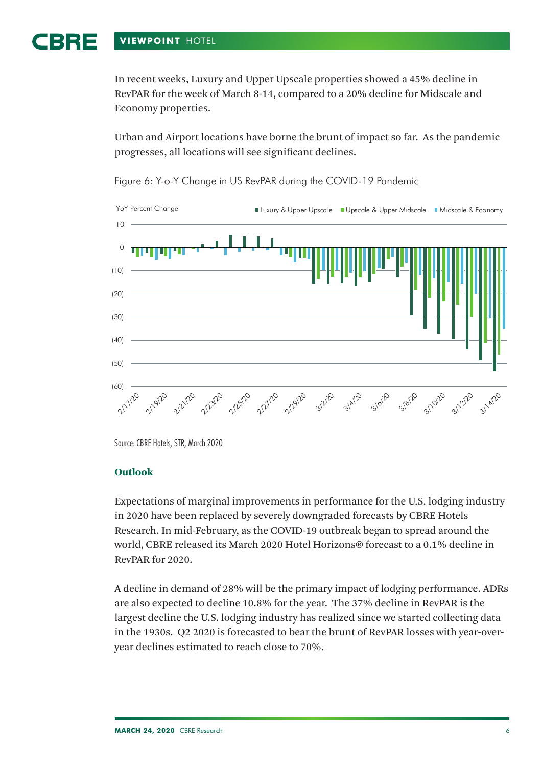In recent weeks, Luxury and Upper Upscale properties showed a 45% decline in RevPAR for the week of March 8-14, compared to a 20% decline for Midscale and Economy properties.

Urban and Airport locations have borne the brunt of impact so far. As the pandemic progresses, all locations will see significant declines.

Figure 6: Y-o-Y Change in US RevPAR during the COVID-19 Pandemic

Source: CBRE Hotels, STR, March 2020

### Outlook

Expectations of marginal improvements in performance for the U.S. lodging industry in 2020 have been replaced by severely downgraded forecasts by CBRE Hotels Research. In mid-February, as the COVID-19 outbreak began to spread around the world, CBRE released its March 2020 Hotel Horizons® forecast to a 0.1% decline in RevPAR for 2020.

A decline in demand of 28% will be the primary impact of lodging performance. ADRs are also expected to decline 10.8% for the year. The 37% decline in RevPAR is the largest decline the U.S. lodging industry has realized since we started collecting data in the 1930s. Q2 2020 is forecasted to bear the brunt of RevPAR losses with year-over-year declines estimated to reach close to 70%.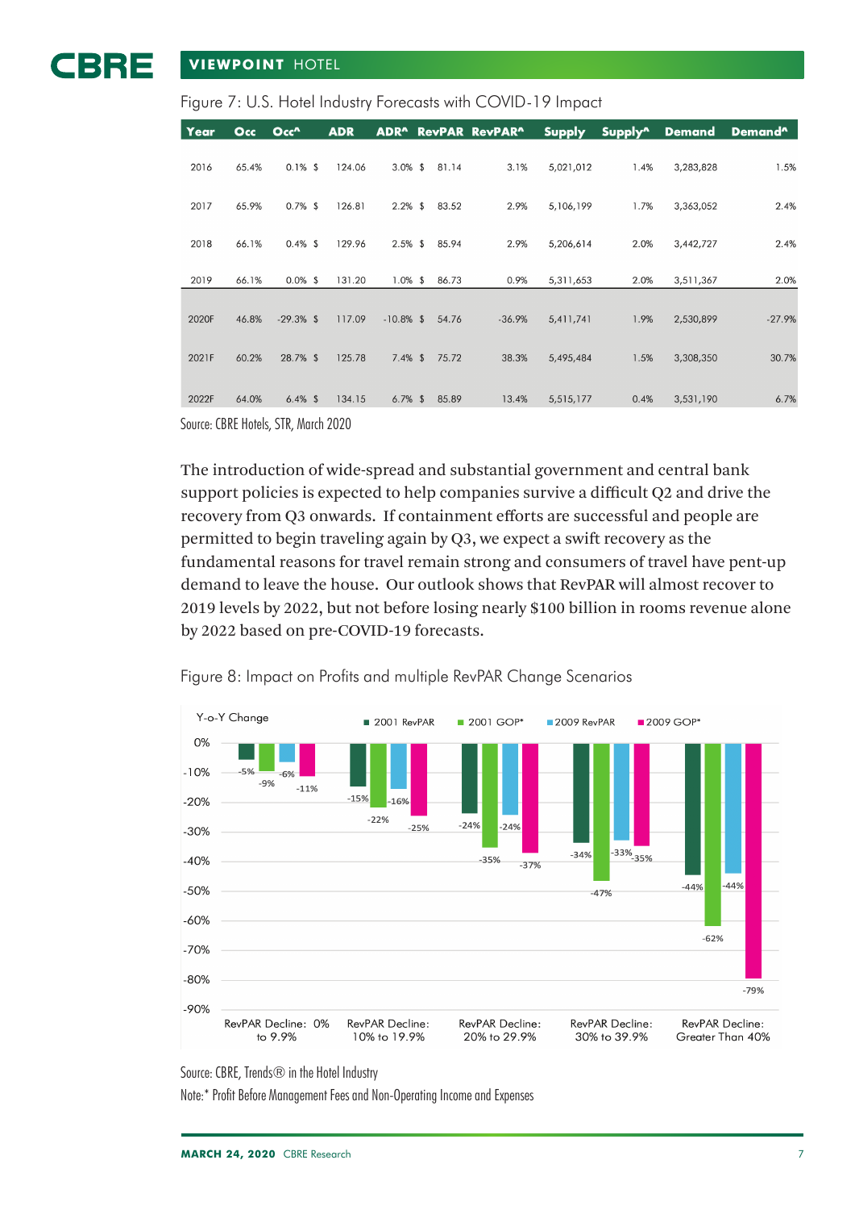Figure 7: U.S. Hotel Industry Forecasts with COVID-19 Impact

| Year | Occ | Occ^ | ADR | ADR^ | RevPAR | RevPAR^ | Supply | Supply^ | Demand | Demand^ |
|---|---|---|---|---|---|---|---|---|---|---|
| 2016 | 65.4% | 0.1% | $ 124.06 | 3.0% | $ 81.14 | 3.1% | 5,021,012 | 1.4% | 3,283,828 | 1.5% |
| 2017 | 65.9% | 0.7% | $ 126.81 | 2.2% | $ 83.52 | 2.9% | 5,106,199 | 1.7% | 3,363,052 | 2.4% |
| 2018 | 66.1% | 0.4% | $ 129.96 | 2.5% | $ 85.94 | 2.9% | 5,206,614 | 2.0% | 3,442,727 | 2.4% |
| 2019 | 66.1% | 0.0% | $ 131.20 | 1.0% | $ 86.73 | 0.9% | 5,311,653 | 2.0% | 3,511,367 | 2.0% |
| 2020F | 46.8% | -29.3% | $ 117.09 | -10.8% | $ 54.76 | -36.9% | 5,411,741 | 1.9% | 2,530,899 | -27.9% |
| 2021F | 60.2% | 28.7% | $ 125.78 | 7.4% | $ 75.72 | 38.3% | 5,495,484 | 1.5% | 3,308,350 | 30.7% |
| 2022F | 64.0% | 6.4% | $ 134.15 | 6.7% | $ 85.89 | 13.4% | 5,515,177 | 0.4% | 3,531,190 | 6.7% |

Source: CBRE Hotels, STR, March 2020

The introduction of wide-spread and substantial government and central bank support policies is expected to help companies survive a difficult Q2 and drive the recovery from Q3 onwards. If containment efforts are successful and people are permitted to begin traveling again by Q3, we expect a swift recovery as the fundamental reasons for travel remain strong and consumers of travel have pent-up demand to leave the house. Our outlook shows that RevPAR will almost recover to 2019 levels by 2022, but not before losing nearly $100 billion in rooms revenue alone by 2022 based on pre-COVID-19 forecasts.

Figure 8: Impact on Profits and multiple RevPAR Change Scenarios

| Y-o-Y Change | 2001 RevPAR | 2001 GOP* | 2009 RevPAR | 2009 GOP* |
|---|---|---|---|---|
| RevPAR Decline: 0% to 9.9% | -5% | -9% | -6% | -11% |
| RevPAR Decline: 10% to 19.9% | -15% | -22% | -16% | -25% |
| RevPAR Decline: 20% to 29.9% | -24% | -35% | -24% | -37% |
| RevPAR Decline: 30% to 39.9% | -34% | -47% | -33% | -35% |
| RevPAR Decline: Greater Than 40% | -44% | -62% | -44% | -79% |

Source: CBRE, Trends® in the Hotel Industry

Note:* Profit Before Management Fees and Non-Operating Income and Expenses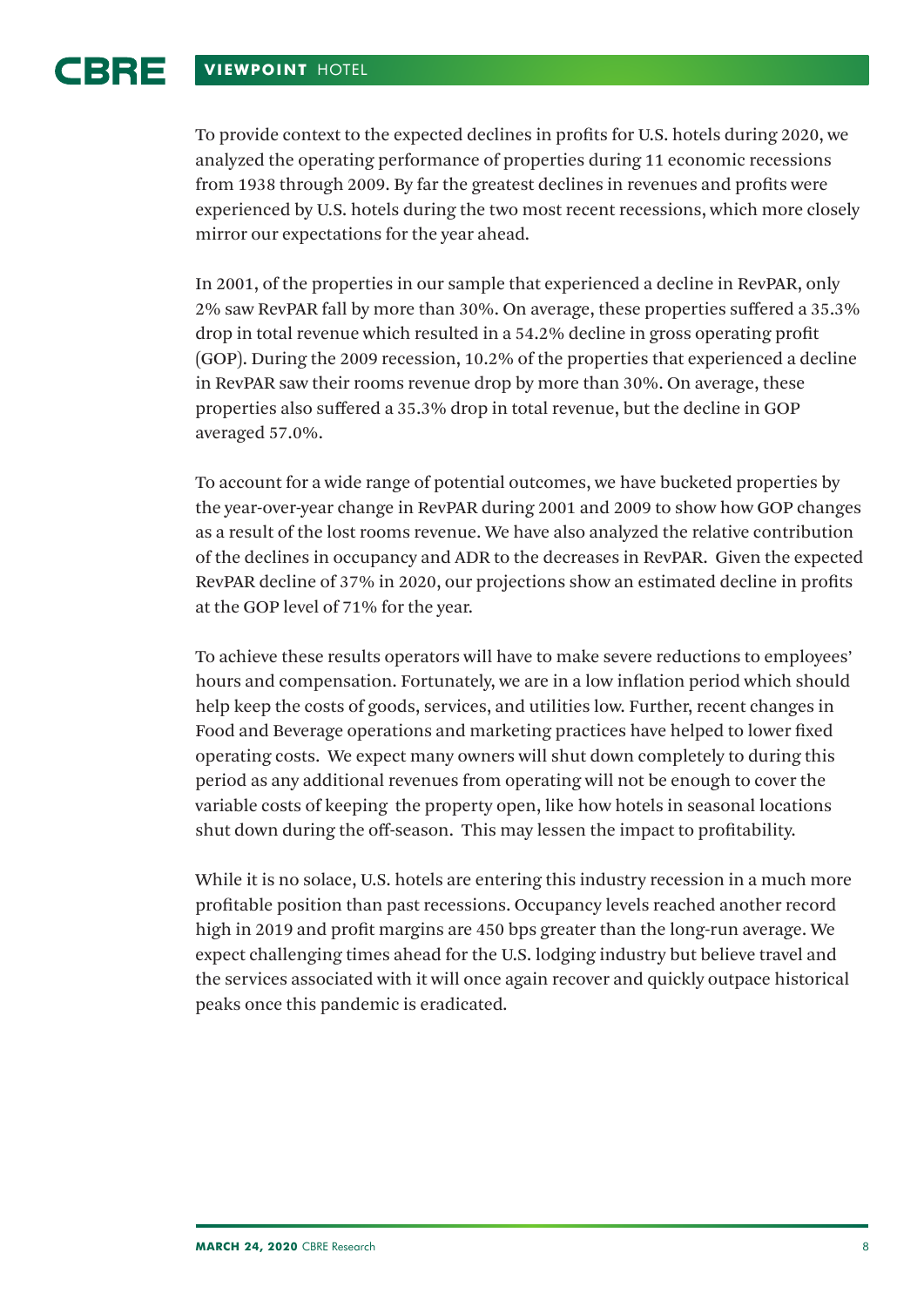To provide context to the expected declines in profits for U.S. hotels during 2020, we analyzed the operating performance of properties during 11 economic recessions from 1938 through 2009. By far the greatest declines in revenues and profits were experienced by U.S. hotels during the two most recent recessions, which more closely mirror our expectations for the year ahead.

In 2001, of the properties in our sample that experienced a decline in RevPAR, only 2% saw RevPAR fall by more than 30%. On average, these properties suffered a 35.3% drop in total revenue which resulted in a 54.2% decline in gross operating profit (GOP). During the 2009 recession, 10.2% of the properties that experienced a decline in RevPAR saw their rooms revenue drop by more than 30%. On average, these properties also suffered a 35.3% drop in total revenue, but the decline in GOP averaged 57.0%.

To account for a wide range of potential outcomes, we have bucketed properties by the year-over-year change in RevPAR during 2001 and 2009 to show how GOP changes as a result of the lost rooms revenue. We have also analyzed the relative contribution of the declines in occupancy and ADR to the decreases in RevPAR. Given the expected RevPAR decline of 37% in 2020, our projections show an estimated decline in profits at the GOP level of 71% for the year.

To achieve these results operators will have to make severe reductions to employees' hours and compensation. Fortunately, we are in a low inflation period which should help keep the costs of goods, services, and utilities low. Further, recent changes in Food and Beverage operations and marketing practices have helped to lower fixed operating costs. We expect many owners will shut down completely to during this period as any additional revenues from operating will not be enough to cover the variable costs of keeping the property open, like how hotels in seasonal locations shut down during the off-season. This may lessen the impact to profitability.

While it is no solace, U.S. hotels are entering this industry recession in a much more profitable position than past recessions. Occupancy levels reached another record high in 2019 and profit margins are 450 bps greater than the long-run average. We expect challenging times ahead for the U.S. lodging industry but believe travel and the services associated with it will once again recover and quickly outpace historical peaks once this pandemic is eradicated.